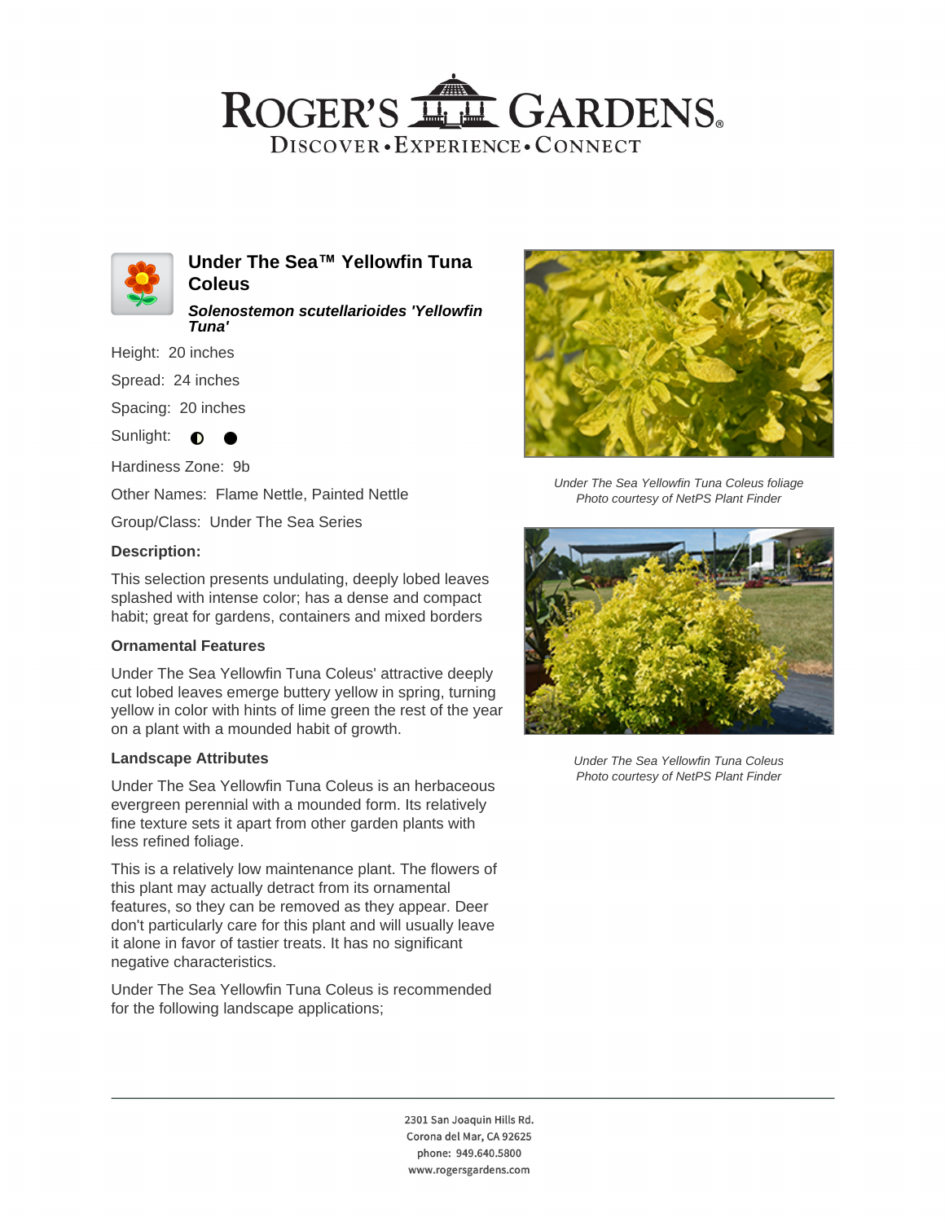# Under The Sea™ Yellowfin Tuna Coleus

***Solenostemon scutellarioides 'Yellowfin Tuna'***

Height: 20 inches

Spread: 24 inches

Spacing: 20 inches

Sunlight: ◐ ●

Hardiness Zone: 9b

Other Names: Flame Nettle, Painted Nettle

Group/Class: Under The Sea Series

### Description:

This selection presents undulating, deeply lobed leaves splashed with intense color; has a dense and compact habit; great for gardens, containers and mixed borders

### Ornamental Features

Under The Sea Yellowfin Tuna Coleus' attractive deeply cut lobed leaves emerge buttery yellow in spring, turning yellow in color with hints of lime green the rest of the year on a plant with a mounded habit of growth.

### Landscape Attributes

Under The Sea Yellowfin Tuna Coleus is an herbaceous evergreen perennial with a mounded form. Its relatively fine texture sets it apart from other garden plants with less refined foliage.

This is a relatively low maintenance plant. The flowers of this plant may actually detract from its ornamental features, so they can be removed as they appear. Deer don't particularly care for this plant and will usually leave it alone in favor of tastier treats. It has no significant negative characteristics.

Under The Sea Yellowfin Tuna Coleus is recommended for the following landscape applications;

*Under The Sea Yellowfin Tuna Coleus foliage*
*Photo courtesy of NetPS Plant Finder*

*Under The Sea Yellowfin Tuna Coleus*
*Photo courtesy of NetPS Plant Finder*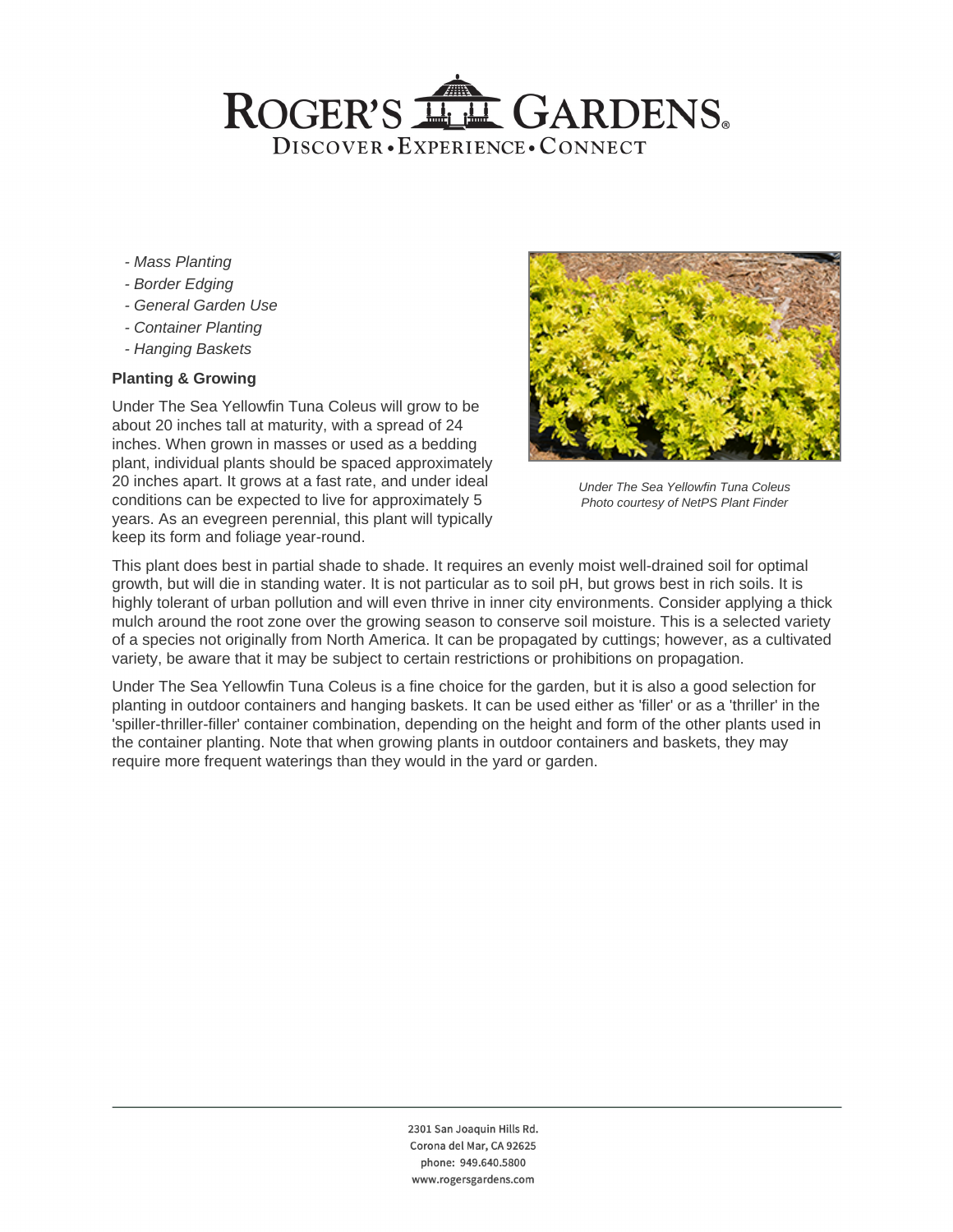- *Mass Planting*
- *Border Edging*
- *General Garden Use*
- *Container Planting*
- *Hanging Baskets*

**Planting & Growing**

Under The Sea Yellowfin Tuna Coleus will grow to be about 20 inches tall at maturity, with a spread of 24 inches. When grown in masses or used as a bedding plant, individual plants should be spaced approximately 20 inches apart. It grows at a fast rate, and under ideal conditions can be expected to live for approximately 5 years. As an evegreen perennial, this plant will typically keep its form and foliage year-round.

*Under The Sea Yellowfin Tuna Coleus*
*Photo courtesy of NetPS Plant Finder*

This plant does best in partial shade to shade. It requires an evenly moist well-drained soil for optimal growth, but will die in standing water. It is not particular as to soil pH, but grows best in rich soils. It is highly tolerant of urban pollution and will even thrive in inner city environments. Consider applying a thick mulch around the root zone over the growing season to conserve soil moisture. This is a selected variety of a species not originally from North America. It can be propagated by cuttings; however, as a cultivated variety, be aware that it may be subject to certain restrictions or prohibitions on propagation.

Under The Sea Yellowfin Tuna Coleus is a fine choice for the garden, but it is also a good selection for planting in outdoor containers and hanging baskets. It can be used either as 'filler' or as a 'thriller' in the 'spiller-thriller-filler' container combination, depending on the height and form of the other plants used in the container planting. Note that when growing plants in outdoor containers and baskets, they may require more frequent waterings than they would in the yard or garden.